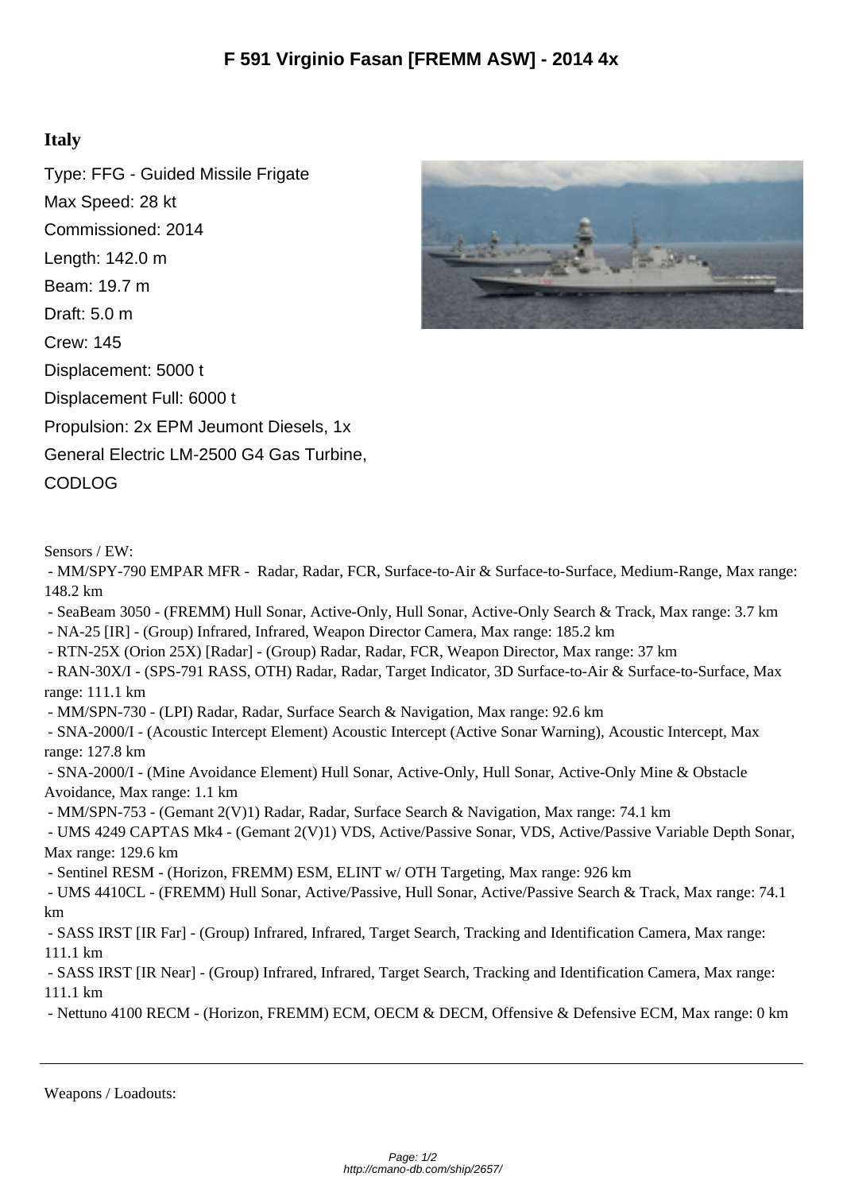# F 591 Virginio Fasan [FREMM ASW] - 2014 4x

## Italy

Type: FFG - Guided Missile Frigate

Max Speed: 28 kt

Commissioned: 2014

Length: 142.0 m

Beam: 19.7 m

Draft: 5.0 m

Crew: 145

Displacement: 5000 t

Displacement Full: 6000 t

Propulsion: 2x EPM Jeumont Diesels, 1x General Electric LM-2500 G4 Gas Turbine, CODLOG

Sensors / EW:

- MM/SPY-790 EMPAR MFR - Radar, Radar, FCR, Surface-to-Air & Surface-to-Surface, Medium-Range, Max range: 148.2 km
- SeaBeam 3050 - (FREMM) Hull Sonar, Active-Only, Hull Sonar, Active-Only Search & Track, Max range: 3.7 km
- NA-25 [IR] - (Group) Infrared, Infrared, Weapon Director Camera, Max range: 185.2 km
- RTN-25X (Orion 25X) [Radar] - (Group) Radar, Radar, FCR, Weapon Director, Max range: 37 km
- RAN-30X/I - (SPS-791 RASS, OTH) Radar, Radar, Target Indicator, 3D Surface-to-Air & Surface-to-Surface, Max range: 111.1 km
- MM/SPN-730 - (LPI) Radar, Radar, Surface Search & Navigation, Max range: 92.6 km
- SNA-2000/I - (Acoustic Intercept Element) Acoustic Intercept (Active Sonar Warning), Acoustic Intercept, Max range: 127.8 km
- SNA-2000/I - (Mine Avoidance Element) Hull Sonar, Active-Only, Hull Sonar, Active-Only Mine & Obstacle Avoidance, Max range: 1.1 km
- MM/SPN-753 - (Gemant 2(V)1) Radar, Radar, Surface Search & Navigation, Max range: 74.1 km
- UMS 4249 CAPTAS Mk4 - (Gemant 2(V)1) VDS, Active/Passive Sonar, VDS, Active/Passive Variable Depth Sonar, Max range: 129.6 km
- Sentinel RESM - (Horizon, FREMM) ESM, ELINT w/ OTH Targeting, Max range: 926 km
- UMS 4410CL - (FREMM) Hull Sonar, Active/Passive, Hull Sonar, Active/Passive Search & Track, Max range: 74.1 km
- SASS IRST [IR Far] - (Group) Infrared, Infrared, Target Search, Tracking and Identification Camera, Max range: 111.1 km
- SASS IRST [IR Near] - (Group) Infrared, Infrared, Target Search, Tracking and Identification Camera, Max range: 111.1 km
- Nettuno 4100 RECM - (Horizon, FREMM) ECM, OECM & DECM, Offensive & Defensive ECM, Max range: 0 km

---

Weapons / Loadouts: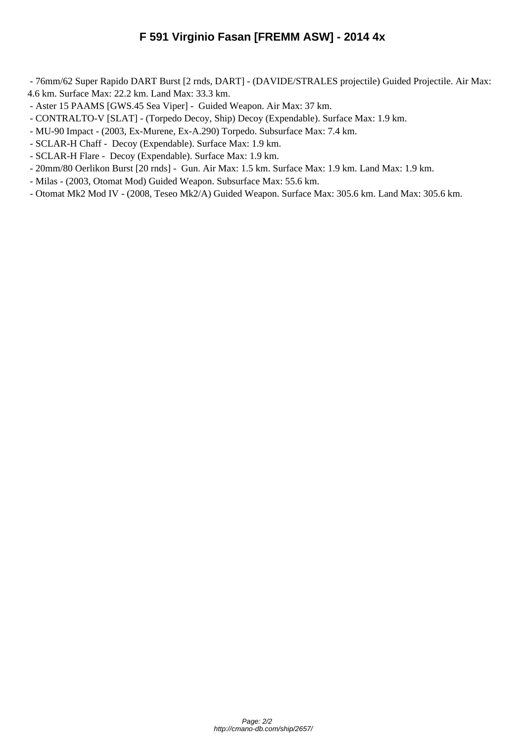- 76mm/62 Super Rapido DART Burst [2 rnds, DART] - (DAVIDE/STRALES projectile) Guided Projectile. Air Max: 4.6 km. Surface Max: 22.2 km. Land Max: 33.3 km.
- Aster 15 PAAMS [GWS.45 Sea Viper] - Guided Weapon. Air Max: 37 km.
- CONTRALTO-V [SLAT] - (Torpedo Decoy, Ship) Decoy (Expendable). Surface Max: 1.9 km.
- MU-90 Impact - (2003, Ex-Murene, Ex-A.290) Torpedo. Subsurface Max: 7.4 km.
- SCLAR-H Chaff - Decoy (Expendable). Surface Max: 1.9 km.
- SCLAR-H Flare - Decoy (Expendable). Surface Max: 1.9 km.
- 20mm/80 Oerlikon Burst [20 rnds] - Gun. Air Max: 1.5 km. Surface Max: 1.9 km. Land Max: 1.9 km.
- Milas - (2003, Otomat Mod) Guided Weapon. Subsurface Max: 55.6 km.
- Otomat Mk2 Mod IV - (2008, Teseo Mk2/A) Guided Weapon. Surface Max: 305.6 km. Land Max: 305.6 km.